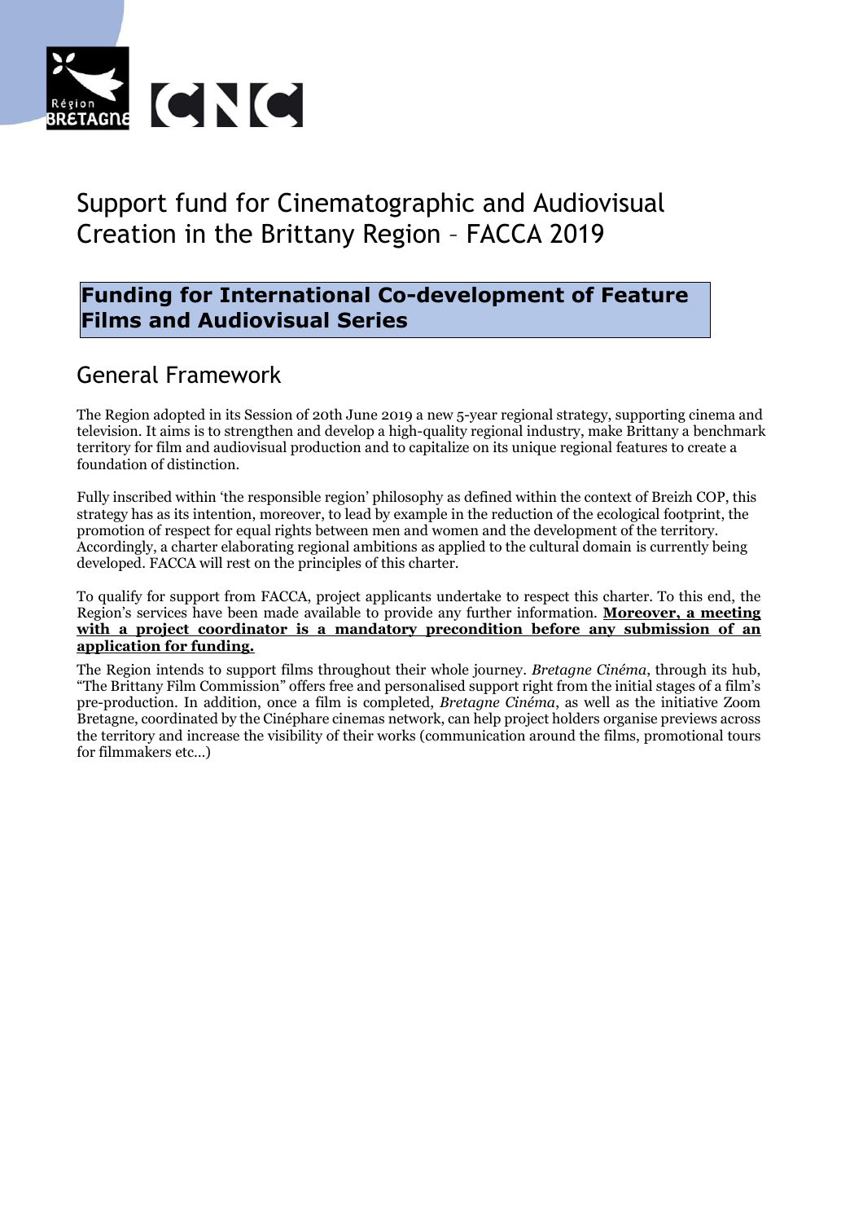# Support fund for Cinematographic and Audiovisual Creation in the Brittany Region – FACCA 2019

## Funding for International Co-development of Feature Films and Audiovisual Series

## General Framework

The Region adopted in its Session of 20th June 2019 a new 5-year regional strategy, supporting cinema and television. It aims is to strengthen and develop a high-quality regional industry, make Brittany a benchmark territory for film and audiovisual production and to capitalize on its unique regional features to create a foundation of distinction.

Fully inscribed within 'the responsible region' philosophy as defined within the context of Breizh COP, this strategy has as its intention, moreover, to lead by example in the reduction of the ecological footprint, the promotion of respect for equal rights between men and women and the development of the territory. Accordingly, a charter elaborating regional ambitions as applied to the cultural domain is currently being developed. FACCA will rest on the principles of this charter.

To qualify for support from FACCA, project applicants undertake to respect this charter. To this end, the Region's services have been made available to provide any further information. **Moreover, a meeting with a project coordinator is a mandatory precondition before any submission of an application for funding.**

The Region intends to support films throughout their whole journey. *Bretagne Cinéma*, through its hub, "The Brittany Film Commission" offers free and personalised support right from the initial stages of a film's pre-production. In addition, once a film is completed, *Bretagne Cinéma*, as well as the initiative Zoom Bretagne, coordinated by the Cinéphare cinemas network, can help project holders organise previews across the territory and increase the visibility of their works (communication around the films, promotional tours for filmmakers etc...)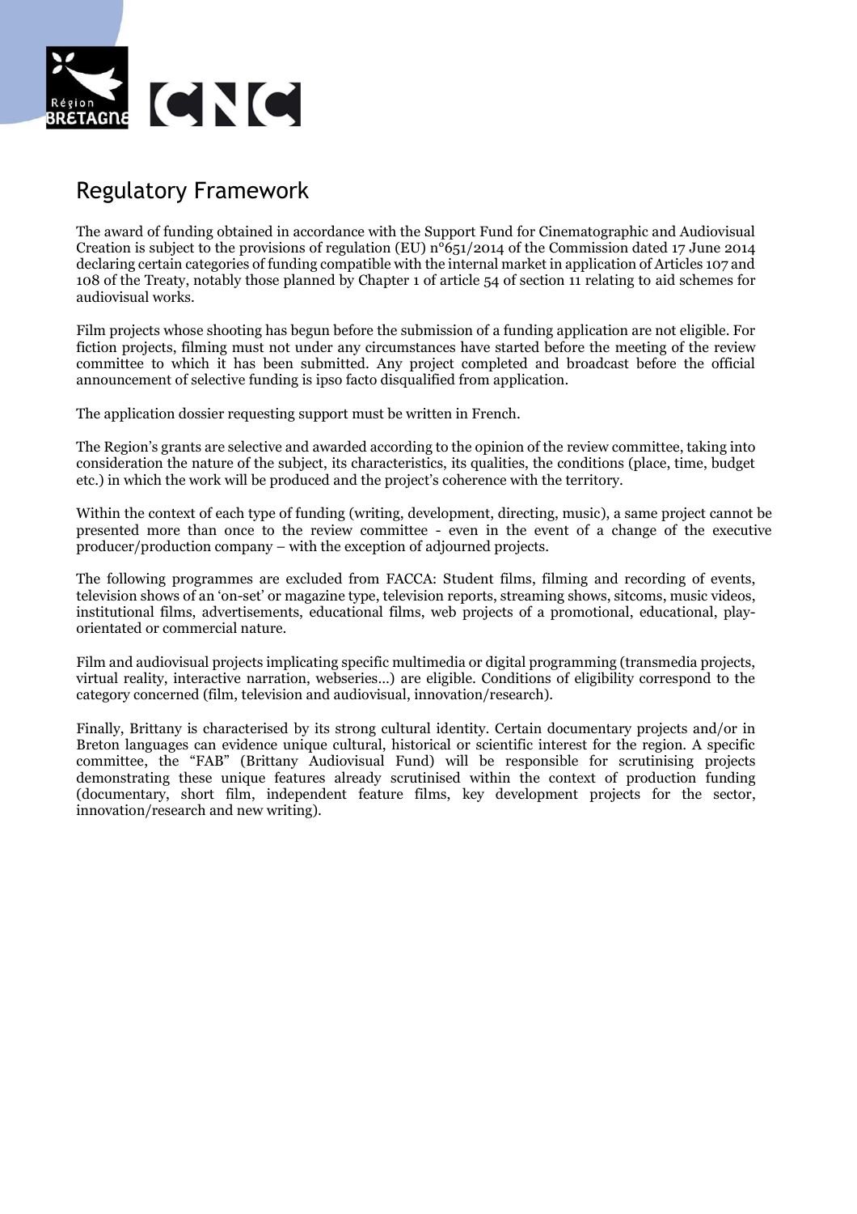## Regulatory Framework

The award of funding obtained in accordance with the Support Fund for Cinematographic and Audiovisual Creation is subject to the provisions of regulation (EU) n°651/2014 of the Commission dated 17 June 2014 declaring certain categories of funding compatible with the internal market in application of Articles 107 and 108 of the Treaty, notably those planned by Chapter 1 of article 54 of section 11 relating to aid schemes for audiovisual works.

Film projects whose shooting has begun before the submission of a funding application are not eligible. For fiction projects, filming must not under any circumstances have started before the meeting of the review committee to which it has been submitted. Any project completed and broadcast before the official announcement of selective funding is ipso facto disqualified from application.

The application dossier requesting support must be written in French.

The Region's grants are selective and awarded according to the opinion of the review committee, taking into consideration the nature of the subject, its characteristics, its qualities, the conditions (place, time, budget etc.) in which the work will be produced and the project's coherence with the territory.

Within the context of each type of funding (writing, development, directing, music), a same project cannot be presented more than once to the review committee - even in the event of a change of the executive producer/production company – with the exception of adjourned projects.

The following programmes are excluded from FACCA: Student films, filming and recording of events, television shows of an 'on-set' or magazine type, television reports, streaming shows, sitcoms, music videos, institutional films, advertisements, educational films, web projects of a promotional, educational, play-orientated or commercial nature.

Film and audiovisual projects implicating specific multimedia or digital programming (transmedia projects, virtual reality, interactive narration, webseries…) are eligible. Conditions of eligibility correspond to the category concerned (film, television and audiovisual, innovation/research).

Finally, Brittany is characterised by its strong cultural identity. Certain documentary projects and/or in Breton languages can evidence unique cultural, historical or scientific interest for the region. A specific committee, the "FAB" (Brittany Audiovisual Fund) will be responsible for scrutinising projects demonstrating these unique features already scrutinised within the context of production funding (documentary, short film, independent feature films, key development projects for the sector, innovation/research and new writing).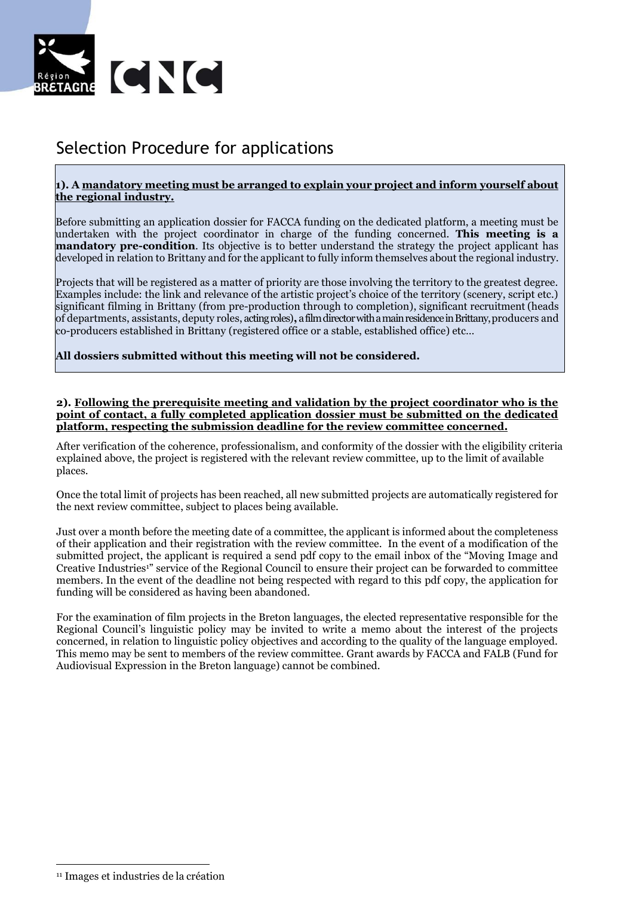# Selection Procedure for applications

**1). A mandatory meeting must be arranged to explain your project and inform yourself about the regional industry.**

Before submitting an application dossier for FACCA funding on the dedicated platform, a meeting must be undertaken with the project coordinator in charge of the funding concerned. **This meeting is a mandatory pre-condition**. Its objective is to better understand the strategy the project applicant has developed in relation to Brittany and for the applicant to fully inform themselves about the regional industry.

Projects that will be registered as a matter of priority are those involving the territory to the greatest degree. Examples include: the link and relevance of the artistic project's choice of the territory (scenery, script etc.) significant filming in Brittany (from pre-production through to completion), significant recruitment (heads of departments, assistants, deputy roles, acting roles), a film director with a main residence in Brittany, producers and co-producers established in Brittany (registered office or a stable, established office) etc…

**All dossiers submitted without this meeting will not be considered.**

**2). Following the prerequisite meeting and validation by the project coordinator who is the point of contact, a fully completed application dossier must be submitted on the dedicated platform, respecting the submission deadline for the review committee concerned.**

After verification of the coherence, professionalism, and conformity of the dossier with the eligibility criteria explained above, the project is registered with the relevant review committee, up to the limit of available places.

Once the total limit of projects has been reached, all new submitted projects are automatically registered for the next review committee, subject to places being available.

Just over a month before the meeting date of a committee, the applicant is informed about the completeness of their application and their registration with the review committee. In the event of a modification of the submitted project, the applicant is required a send pdf copy to the email inbox of the "Moving Image and Creative Industries[1]" service of the Regional Council to ensure their project can be forwarded to committee members. In the event of the deadline not being respected with regard to this pdf copy, the application for funding will be considered as having been abandoned.

For the examination of film projects in the Breton languages, the elected representative responsible for the Regional Council's linguistic policy may be invited to write a memo about the interest of the projects concerned, in relation to linguistic policy objectives and according to the quality of the language employed. This memo may be sent to members of the review committee. Grant awards by FACCA and FALB (Fund for Audiovisual Expression in the Breton language) cannot be combined.

---

[1] Images et industries de la création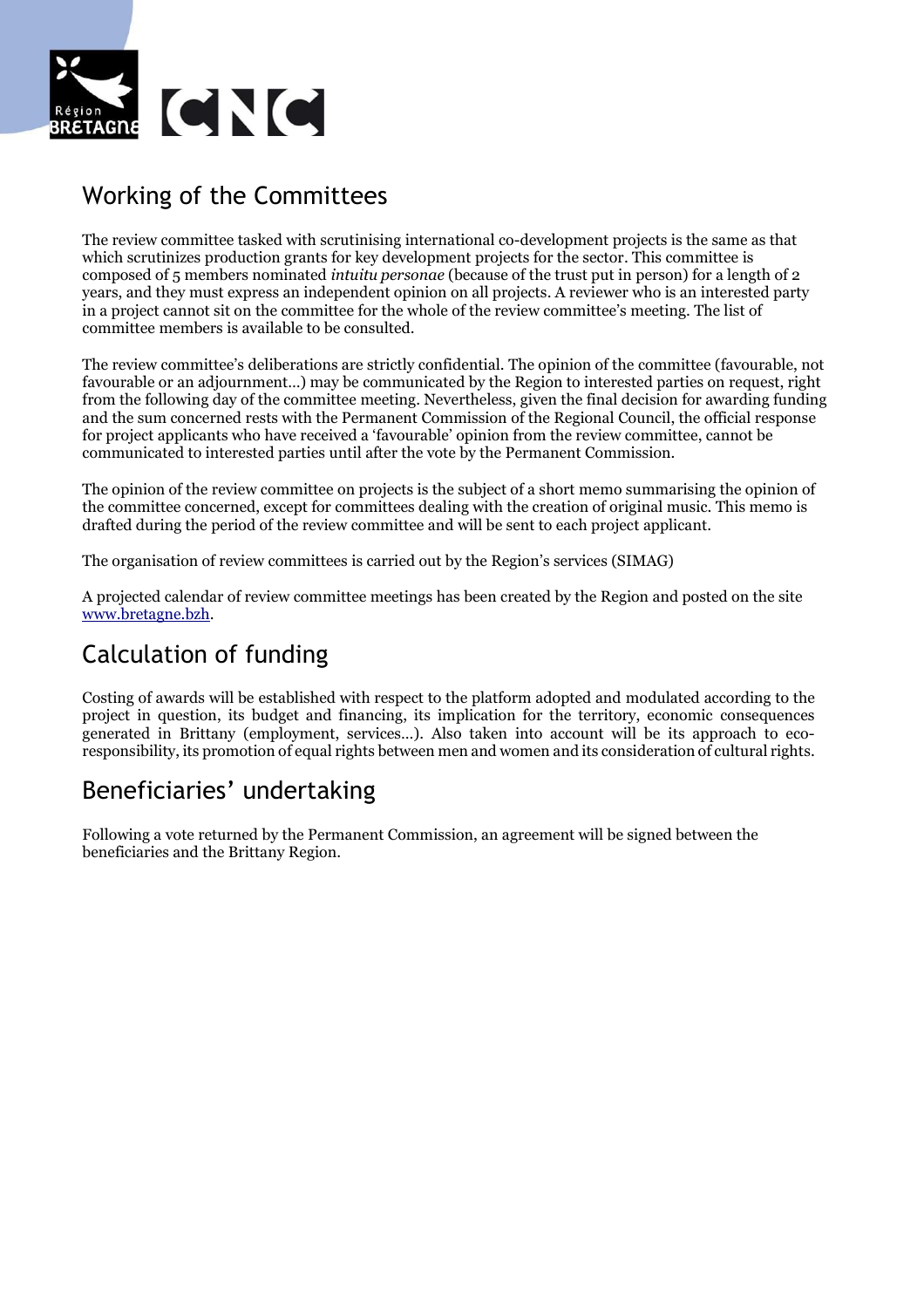## Working of the Committees

The review committee tasked with scrutinising international co-development projects is the same as that which scrutinizes production grants for key development projects for the sector. This committee is composed of 5 members nominated *intuitu personae* (because of the trust put in person) for a length of 2 years, and they must express an independent opinion on all projects. A reviewer who is an interested party in a project cannot sit on the committee for the whole of the review committee's meeting. The list of committee members is available to be consulted.

The review committee's deliberations are strictly confidential. The opinion of the committee (favourable, not favourable or an adjournment…) may be communicated by the Region to interested parties on request, right from the following day of the committee meeting. Nevertheless, given the final decision for awarding funding and the sum concerned rests with the Permanent Commission of the Regional Council, the official response for project applicants who have received a 'favourable' opinion from the review committee, cannot be communicated to interested parties until after the vote by the Permanent Commission.

The opinion of the review committee on projects is the subject of a short memo summarising the opinion of the committee concerned, except for committees dealing with the creation of original music. This memo is drafted during the period of the review committee and will be sent to each project applicant.

The organisation of review committees is carried out by the Region's services (SIMAG)

A projected calendar of review committee meetings has been created by the Region and posted on the site www.bretagne.bzh.

## Calculation of funding

Costing of awards will be established with respect to the platform adopted and modulated according to the project in question, its budget and financing, its implication for the territory, economic consequences generated in Brittany (employment, services…). Also taken into account will be its approach to eco-responsibility, its promotion of equal rights between men and women and its consideration of cultural rights.

## Beneficiaries' undertaking

Following a vote returned by the Permanent Commission, an agreement will be signed between the beneficiaries and the Brittany Region.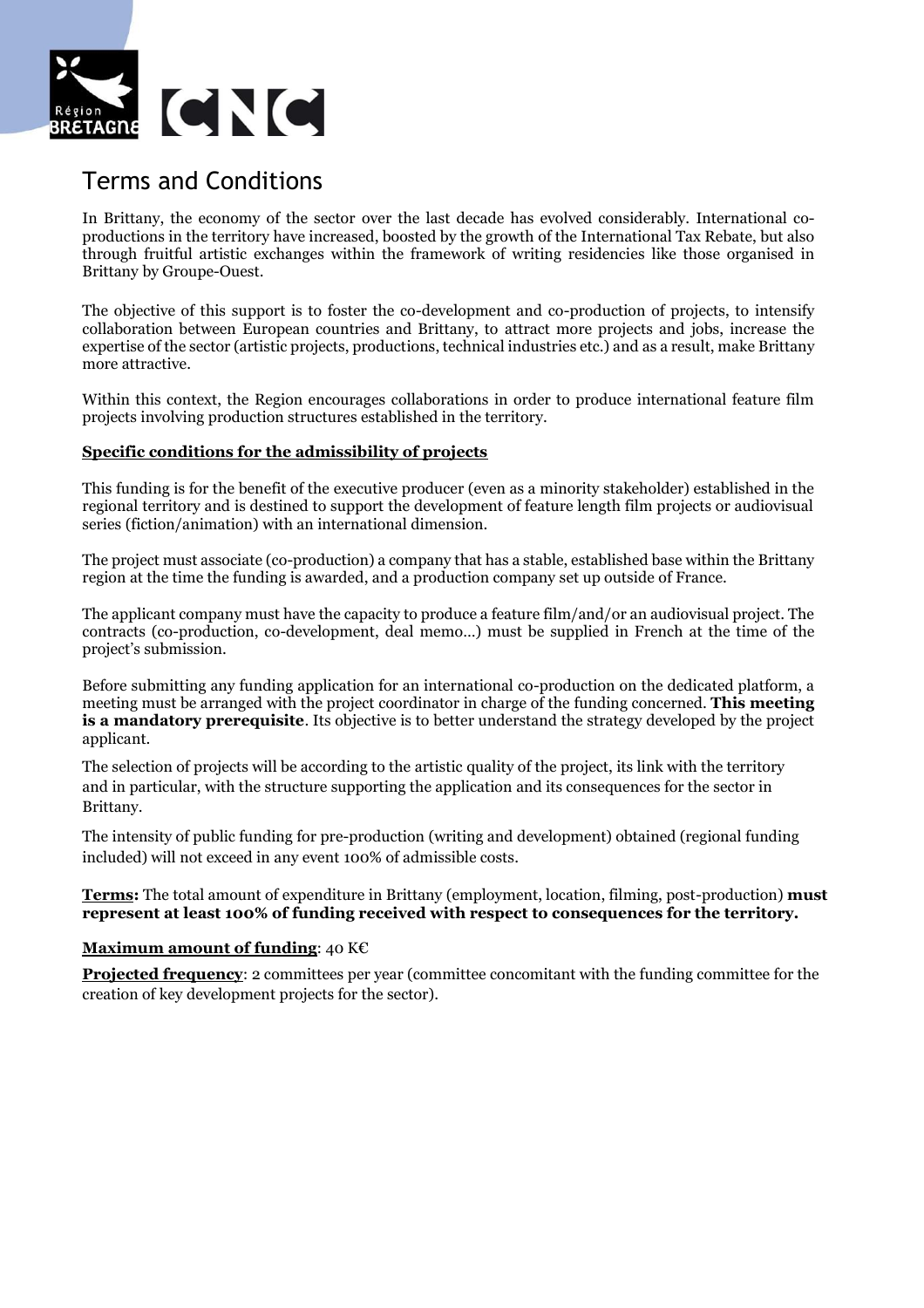# Terms and Conditions

In Brittany, the economy of the sector over the last decade has evolved considerably. International co-productions in the territory have increased, boosted by the growth of the International Tax Rebate, but also through fruitful artistic exchanges within the framework of writing residencies like those organised in Brittany by Groupe-Ouest.

The objective of this support is to foster the co-development and co-production of projects, to intensify collaboration between European countries and Brittany, to attract more projects and jobs, increase the expertise of the sector (artistic projects, productions, technical industries etc.) and as a result, make Brittany more attractive.

Within this context, the Region encourages collaborations in order to produce international feature film projects involving production structures established in the territory.

**Specific conditions for the admissibility of projects**

This funding is for the benefit of the executive producer (even as a minority stakeholder) established in the regional territory and is destined to support the development of feature length film projects or audiovisual series (fiction/animation) with an international dimension.

The project must associate (co-production) a company that has a stable, established base within the Brittany region at the time the funding is awarded, and a production company set up outside of France.

The applicant company must have the capacity to produce a feature film/and/or an audiovisual project. The contracts (co-production, co-development, deal memo…) must be supplied in French at the time of the project's submission.

Before submitting any funding application for an international co-production on the dedicated platform, a meeting must be arranged with the project coordinator in charge of the funding concerned. **This meeting is a mandatory prerequisite**. Its objective is to better understand the strategy developed by the project applicant.

The selection of projects will be according to the artistic quality of the project, its link with the territory and in particular, with the structure supporting the application and its consequences for the sector in Brittany.

The intensity of public funding for pre-production (writing and development) obtained (regional funding included) will not exceed in any event 100% of admissible costs.

**Terms:** The total amount of expenditure in Brittany (employment, location, filming, post-production) **must represent at least 100% of funding received with respect to consequences for the territory.**

**Maximum amount of funding**: 40 K€

**Projected frequency**: 2 committees per year (committee concomitant with the funding committee for the creation of key development projects for the sector).